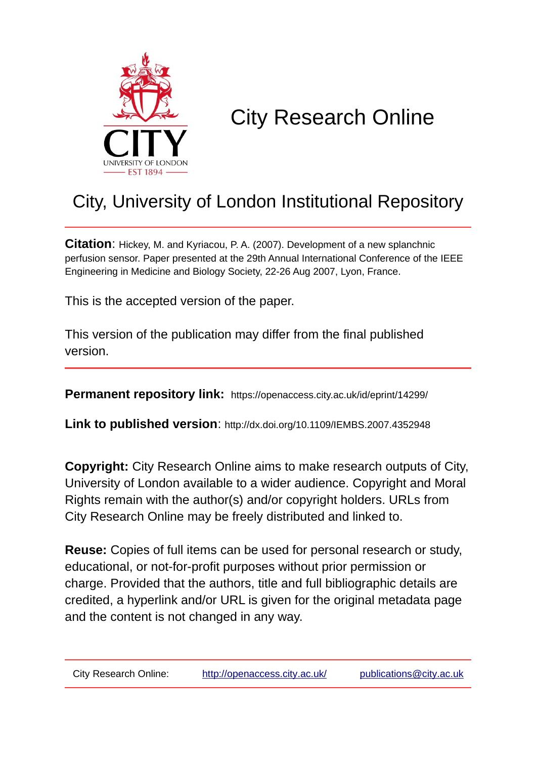# City Research Online

## City, University of London Institutional Repository

**Citation**: Hickey, M. and Kyriacou, P. A. (2007). Development of a new splanchnic perfusion sensor. Paper presented at the 29th Annual International Conference of the IEEE Engineering in Medicine and Biology Society, 22-26 Aug 2007, Lyon, France.

This is the accepted version of the paper.

This version of the publication may differ from the final published version.

---

**Permanent repository link:** https://openaccess.city.ac.uk/id/eprint/14299/

**Link to published version**: http://dx.doi.org/10.1109/IEMBS.2007.4352948

**Copyright:** City Research Online aims to make research outputs of City, University of London available to a wider audience. Copyright and Moral Rights remain with the author(s) and/or copyright holders. URLs from City Research Online may be freely distributed and linked to.

**Reuse:** Copies of full items can be used for personal research or study, educational, or not-for-profit purposes without prior permission or charge. Provided that the authors, title and full bibliographic details are credited, a hyperlink and/or URL is given for the original metadata page and the content is not changed in any way.

---

City Research Online: http://openaccess.city.ac.uk/ publications@city.ac.uk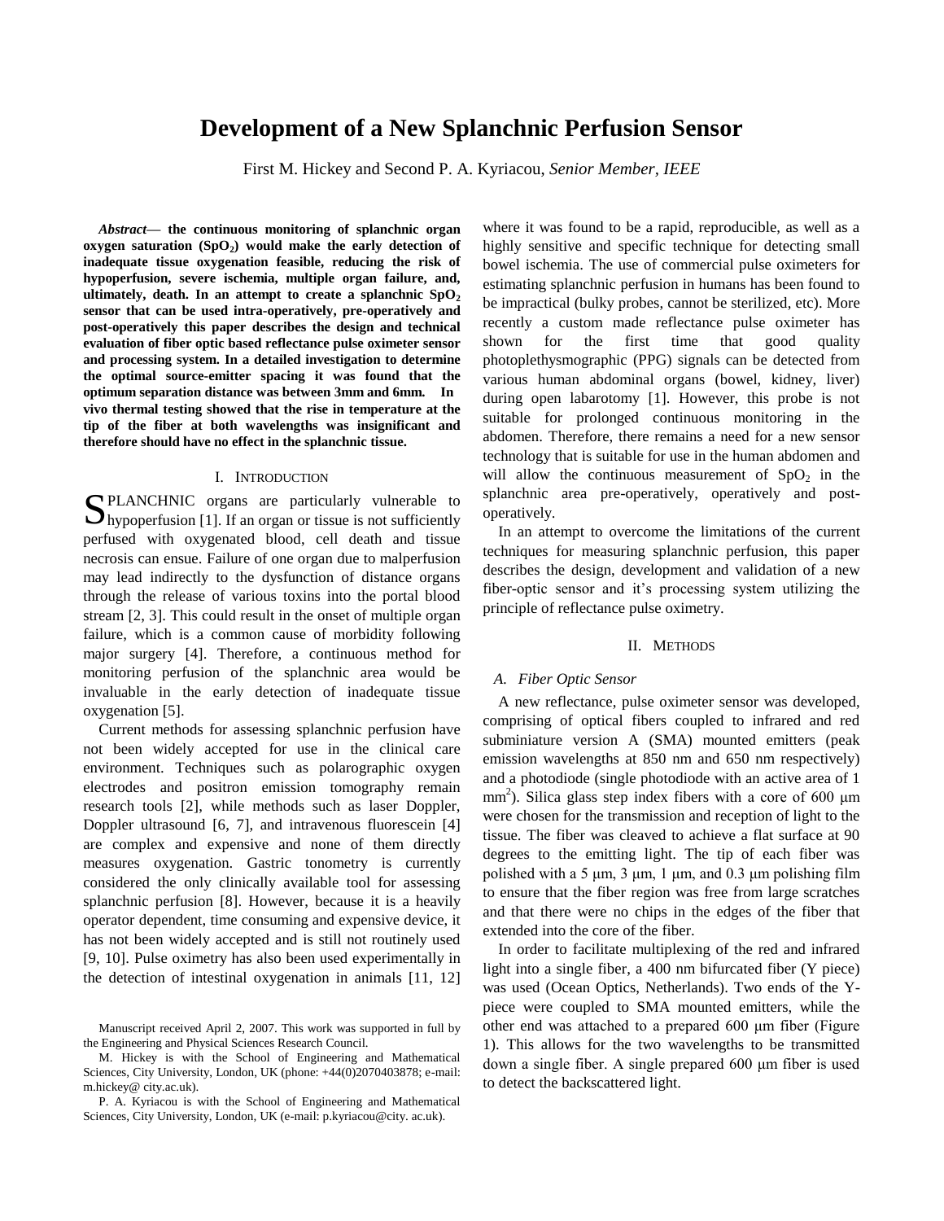# Development of a New Splanchnic Perfusion Sensor

First M. Hickey and Second P. A. Kyriacou, *Senior Member, IEEE*

***Abstract*— the continuous monitoring of splanchnic organ oxygen saturation ($SpO_2$) would make the early detection of inadequate tissue oxygenation feasible, reducing the risk of hypoperfusion, severe ischemia, multiple organ failure, and, ultimately, death. In an attempt to create a splanchnic $SpO_2$ sensor that can be used intra-operatively, pre-operatively and post-operatively this paper describes the design and technical evaluation of fiber optic based reflectance pulse oximeter sensor and processing system. In a detailed investigation to determine the optimal source-emitter spacing it was found that the optimum separation distance was between 3mm and 6mm. In vivo thermal testing showed that the rise in temperature at the tip of the fiber at both wavelengths was insignificant and therefore should have no effect in the splanchnic tissue.**

## I. Introduction

SPLANCHNIC organs are particularly vulnerable to hypoperfusion [1]. If an organ or tissue is not sufficiently perfused with oxygenated blood, cell death and tissue necrosis can ensue. Failure of one organ due to malperfusion may lead indirectly to the dysfunction of distance organs through the release of various toxins into the portal blood stream [2, 3]. This could result in the onset of multiple organ failure, which is a common cause of morbidity following major surgery [4]. Therefore, a continuous method for monitoring perfusion of the splanchnic area would be invaluable in the early detection of inadequate tissue oxygenation [5].

Current methods for assessing splanchnic perfusion have not been widely accepted for use in the clinical care environment. Techniques such as polarographic oxygen electrodes and positron emission tomography remain research tools [2], while methods such as laser Doppler, Doppler ultrasound [6, 7], and intravenous fluorescein [4] are complex and expensive and none of them directly measures oxygenation. Gastric tonometry is currently considered the only clinically available tool for assessing splanchnic perfusion [8]. However, because it is a heavily operator dependent, time consuming and expensive device, it has not been widely accepted and is still not routinely used [9, 10]. Pulse oximetry has also been used experimentally in the detection of intestinal oxygenation in animals [11, 12] where it was found to be a rapid, reproducible, as well as a highly sensitive and specific technique for detecting small bowel ischemia. The use of commercial pulse oximeters for estimating splanchnic perfusion in humans has been found to be impractical (bulky probes, cannot be sterilized, etc). More recently a custom made reflectance pulse oximeter has shown for the first time that good quality photoplethysmographic (PPG) signals can be detected from various human abdominal organs (bowel, kidney, liver) during open labarotomy [1]. However, this probe is not suitable for prolonged continuous monitoring in the abdomen. Therefore, there remains a need for a new sensor technology that is suitable for use in the human abdomen and will allow the continuous measurement of $SpO_2$ in the splanchnic area pre-operatively, operatively and post-operatively.

In an attempt to overcome the limitations of the current techniques for measuring splanchnic perfusion, this paper describes the design, development and validation of a new fiber-optic sensor and it's processing system utilizing the principle of reflectance pulse oximetry.

## II. Methods

### *A. Fiber Optic Sensor*

A new reflectance, pulse oximeter sensor was developed, comprising of optical fibers coupled to infrared and red subminiature version A (SMA) mounted emitters (peak emission wavelengths at 850 nm and 650 nm respectively) and a photodiode (single photodiode with an active area of 1 $mm^2$). Silica glass step index fibers with a core of 600 μm were chosen for the transmission and reception of light to the tissue. The fiber was cleaved to achieve a flat surface at 90 degrees to the emitting light. The tip of each fiber was polished with a 5 μm, 3 μm, 1 μm, and 0.3 μm polishing film to ensure that the fiber region was free from large scratches and that there were no chips in the edges of the fiber that extended into the core of the fiber.

In order to facilitate multiplexing of the red and infrared light into a single fiber, a 400 nm bifurcated fiber (Y piece) was used (Ocean Optics, Netherlands). Two ends of the Y-piece were coupled to SMA mounted emitters, while the other end was attached to a prepared 600 μm fiber (Figure 1). This allows for the two wavelengths to be transmitted down a single fiber. A single prepared 600 μm fiber is used to detect the backscattered light.

Manuscript received April 2, 2007. This work was supported in full by the Engineering and Physical Sciences Research Council.

M. Hickey is with the School of Engineering and Mathematical Sciences, City University, London, UK (phone: +44(0)2070403878; e-mail: m.hickey@ city.ac.uk).

P. A. Kyriacou is with the School of Engineering and Mathematical Sciences, City University, London, UK (e-mail: p.kyriacou@city. ac.uk).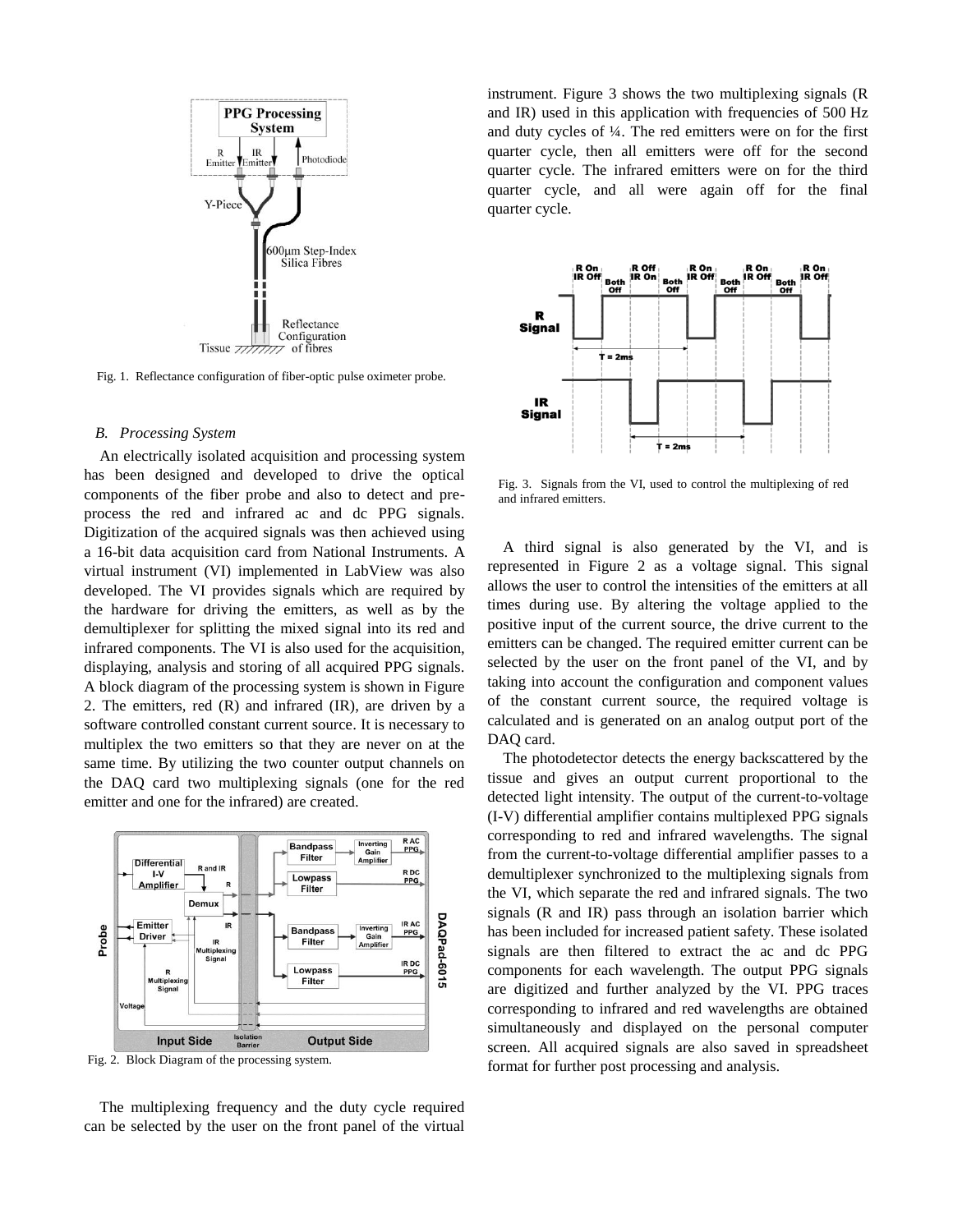Fig. 1. Reflectance configuration of fiber-optic pulse oximeter probe.

### B. Processing System

An electrically isolated acquisition and processing system has been designed and developed to drive the optical components of the fiber probe and also to detect and pre-process the red and infrared ac and dc PPG signals. Digitization of the acquired signals was then achieved using a 16-bit data acquisition card from National Instruments. A virtual instrument (VI) implemented in LabView was also developed. The VI provides signals which are required by the hardware for driving the emitters, as well as by the demultiplexer for splitting the mixed signal into its red and infrared components. The VI is also used for the acquisition, displaying, analysis and storing of all acquired PPG signals. A block diagram of the processing system is shown in Figure 2. The emitters, red (R) and infrared (IR), are driven by a software controlled constant current source. It is necessary to multiplex the two emitters so that they are never on at the same time. By utilizing the two counter output channels on the DAQ card two multiplexing signals (one for the red emitter and one for the infrared) are created.

Fig. 2. Block Diagram of the processing system.

The multiplexing frequency and the duty cycle required can be selected by the user on the front panel of the virtual instrument. Figure 3 shows the two multiplexing signals (R and IR) used in this application with frequencies of 500 Hz and duty cycles of ¼. The red emitters were on for the first quarter cycle, then all emitters were off for the second quarter cycle. The infrared emitters were on for the third quarter cycle, and all were again off for the final quarter cycle.

Fig. 3. Signals from the VI, used to control the multiplexing of red and infrared emitters.

A third signal is also generated by the VI, and is represented in Figure 2 as a voltage signal. This signal allows the user to control the intensities of the emitters at all times during use. By altering the voltage applied to the positive input of the current source, the drive current to the emitters can be changed. The required emitter current can be selected by the user on the front panel of the VI, and by taking into account the configuration and component values of the constant current source, the required voltage is calculated and is generated on an analog output port of the DAQ card.

The photodetector detects the energy backscattered by the tissue and gives an output current proportional to the detected light intensity. The output of the current-to-voltage (I-V) differential amplifier contains multiplexed PPG signals corresponding to red and infrared wavelengths. The signal from the current-to-voltage differential amplifier passes to a demultiplexer synchronized to the multiplexing signals from the VI, which separate the red and infrared signals. The two signals (R and IR) pass through an isolation barrier which has been included for increased patient safety. These isolated signals are then filtered to extract the ac and dc PPG components for each wavelength. The output PPG signals are digitized and further analyzed by the VI. PPG traces corresponding to infrared and red wavelengths are obtained simultaneously and displayed on the personal computer screen. All acquired signals are also saved in spreadsheet format for further post processing and analysis.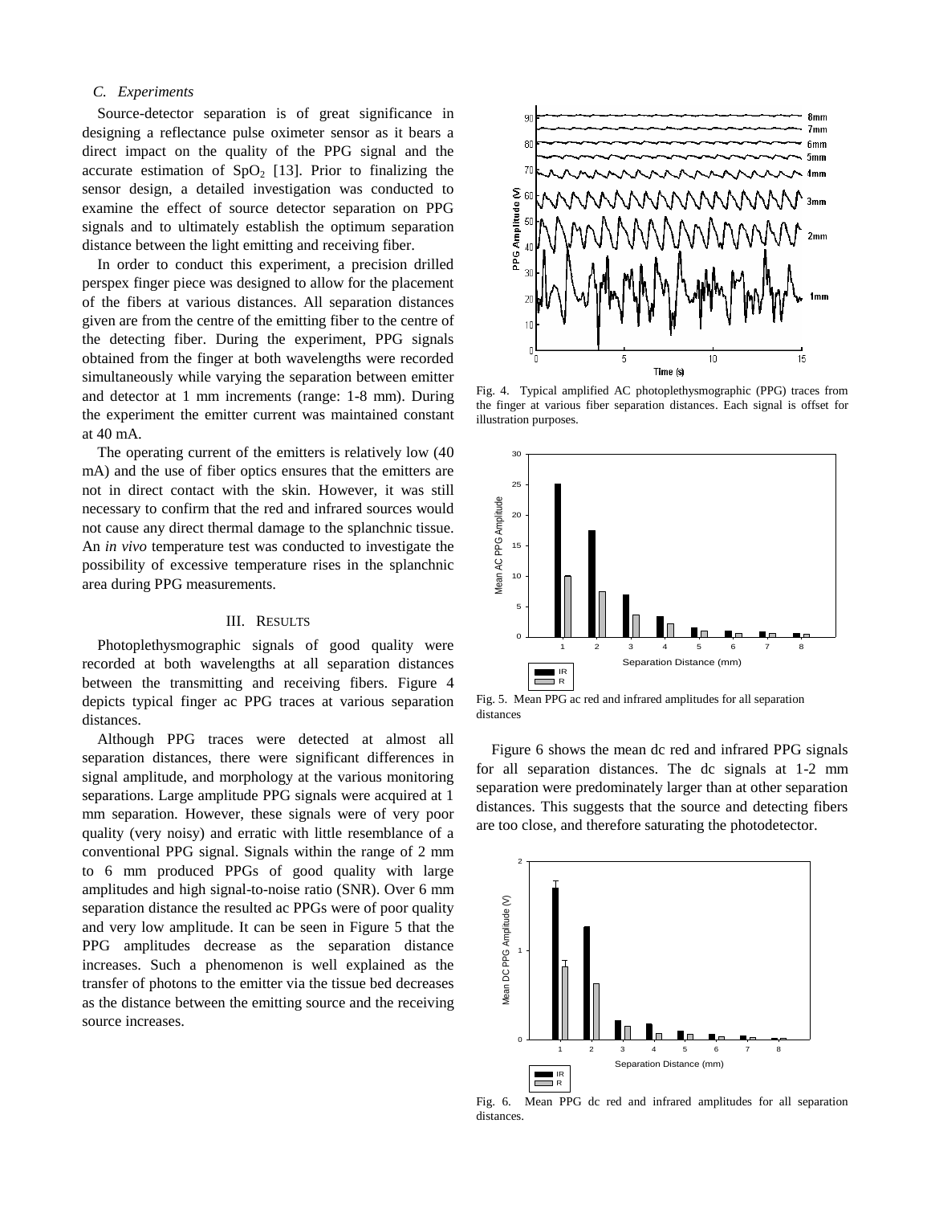### C. Experiments

Source-detector separation is of great significance in designing a reflectance pulse oximeter sensor as it bears a direct impact on the quality of the PPG signal and the accurate estimation of $SpO_2$ [13]. Prior to finalizing the sensor design, a detailed investigation was conducted to examine the effect of source detector separation on PPG signals and to ultimately establish the optimum separation distance between the light emitting and receiving fiber.

In order to conduct this experiment, a precision drilled perspex finger piece was designed to allow for the placement of the fibers at various distances. All separation distances given are from the centre of the emitting fiber to the centre of the detecting fiber. During the experiment, PPG signals obtained from the finger at both wavelengths were recorded simultaneously while varying the separation between emitter and detector at 1 mm increments (range: 1-8 mm). During the experiment the emitter current was maintained constant at 40 mA.

The operating current of the emitters is relatively low (40 mA) and the use of fiber optics ensures that the emitters are not in direct contact with the skin. However, it was still necessary to confirm that the red and infrared sources would not cause any direct thermal damage to the splanchnic tissue. An *in vivo* temperature test was conducted to investigate the possibility of excessive temperature rises in the splanchnic area during PPG measurements.

## III. Results

Photoplethysmographic signals of good quality were recorded at both wavelengths at all separation distances between the transmitting and receiving fibers. Figure 4 depicts typical finger ac PPG traces at various separation distances.

Although PPG traces were detected at almost all separation distances, there were significant differences in signal amplitude, and morphology at the various monitoring separations. Large amplitude PPG signals were acquired at 1 mm separation. However, these signals were of very poor quality (very noisy) and erratic with little resemblance of a conventional PPG signal. Signals within the range of 2 mm to 6 mm produced PPGs of good quality with large amplitudes and high signal-to-noise ratio (SNR). Over 6 mm separation distance the resulted ac PPGs were of poor quality and very low amplitude. It can be seen in Figure 5 that the PPG amplitudes decrease as the separation distance increases. Such a phenomenon is well explained as the transfer of photons to the emitter via the tissue bed decreases as the distance between the emitting source and the receiving source increases.

Fig. 4. Typical amplified AC photoplethysmographic (PPG) traces from the finger at various fiber separation distances. Each signal is offset for illustration purposes.

Fig. 5. Mean PPG ac red and infrared amplitudes for all separation distances

Figure 6 shows the mean dc red and infrared PPG signals for all separation distances. The dc signals at 1-2 mm separation were predominately larger than at other separation distances. This suggests that the source and detecting fibers are too close, and therefore saturating the photodetector.

Fig. 6. Mean PPG dc red and infrared amplitudes for all separation distances.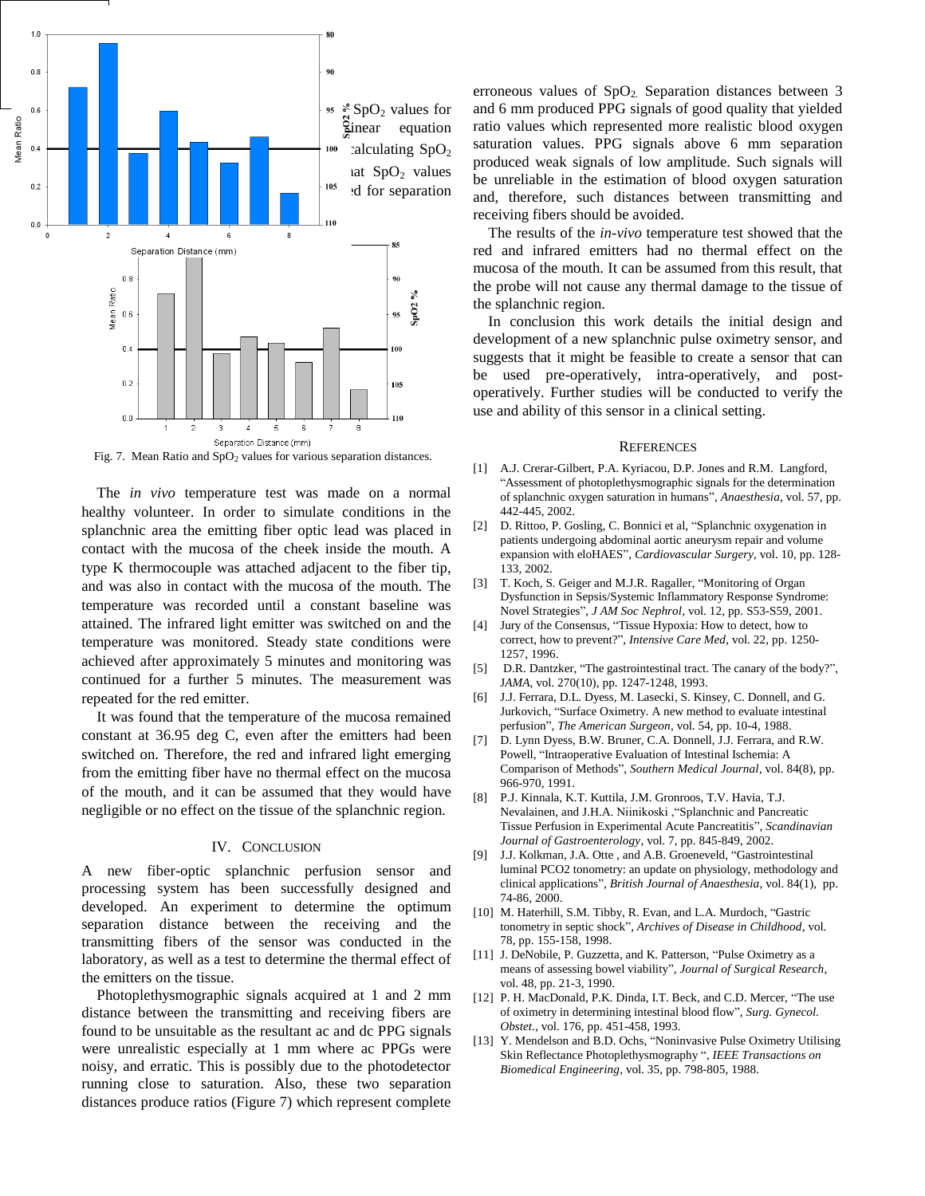Mean Ratio

SpO2 %

1.0
0.8
0.6
0.4
0.2
0.0

0 2 4 6 8

80
90
95
100
105
110

Separation Distance (mm)

$SpO_2$ values for linear equation calculating $SpO_2$ that $SpO_2$ values ed for separation

Mean Ratio

SpO2 %

0.8
0.6
0.4
0.2
0.0

1 2 3 4 5 6 7 8

85
90
95
100
105
110

Separation Distance (mm)

Fig. 7. Mean Ratio and $SpO_2$ values for various separation distances.

The *in vivo* temperature test was made on a normal healthy volunteer. In order to simulate conditions in the splanchnic area the emitting fiber optic lead was placed in contact with the mucosa of the cheek inside the mouth. A type K thermocouple was attached adjacent to the fiber tip, and was also in contact with the mucosa of the mouth. The temperature was recorded until a constant baseline was attained. The infrared light emitter was switched on and the temperature was monitored. Steady state conditions were achieved after approximately 5 minutes and monitoring was continued for a further 5 minutes. The measurement was repeated for the red emitter.

It was found that the temperature of the mucosa remained constant at 36.95 deg C, even after the emitters had been switched on. Therefore, the red and infrared light emerging from the emitting fiber have no thermal effect on the mucosa of the mouth, and it can be assumed that they would have negligible or no effect on the tissue of the splanchnic region.

## IV. Conclusion

A new fiber-optic splanchnic perfusion sensor and processing system has been successfully designed and developed. An experiment to determine the optimum separation distance between the receiving and the transmitting fibers of the sensor was conducted in the laboratory, as well as a test to determine the thermal effect of the emitters on the tissue.

Photoplethysmographic signals acquired at 1 and 2 mm distance between the transmitting and receiving fibers are found to be unsuitable as the resultant ac and dc PPG signals were unrealistic especially at 1 mm where ac PPGs were noisy, and erratic. This is possibly due to the photodetector running close to saturation. Also, these two separation distances produce ratios (Figure 7) which represent complete erroneous values of $SpO_2$. Separation distances between 3 and 6 mm produced PPG signals of good quality that yielded ratio values which represented more realistic blood oxygen saturation values. PPG signals above 6 mm separation produced weak signals of low amplitude. Such signals will be unreliable in the estimation of blood oxygen saturation and, therefore, such distances between transmitting and receiving fibers should be avoided.

The results of the *in-vivo* temperature test showed that the red and infrared emitters had no thermal effect on the mucosa of the mouth. It can be assumed from this result, that the probe will not cause any thermal damage to the tissue of the splanchnic region.

In conclusion this work details the initial design and development of a new splanchnic pulse oximetry sensor, and suggests that it might be feasible to create a sensor that can be used pre-operatively, intra-operatively, and post-operatively. Further studies will be conducted to verify the use and ability of this sensor in a clinical setting.

## References

[1] A.J. Crerar-Gilbert, P.A. Kyriacou, D.P. Jones and R.M. Langford, "Assessment of photoplethysmographic signals for the determination of splanchnic oxygen saturation in humans", *Anaesthesia*, vol. 57, pp. 442-445, 2002.

[2] D. Rittoo, P. Gosling, C. Bonnici et al, "Splanchnic oxygenation in patients undergoing abdominal aortic aneurysm repair and volume expansion with eloHAES", *Cardiovascular Surgery*, vol. 10, pp. 128-133, 2002.

[3] T. Koch, S. Geiger and M.J.R. Ragaller, "Monitoring of Organ Dysfunction in Sepsis/Systemic Inflammatory Response Syndrome: Novel Strategies", *J AM Soc Nephrol*, vol. 12, pp. S53-S59, 2001.

[4] Jury of the Consensus, "Tissue Hypoxia: How to detect, how to correct, how to prevent?", *Intensive Care Med*, vol. 22, pp. 1250-1257, 1996.

[5] D.R. Dantzker, "The gastrointestinal tract. The canary of the body?", *JAMA*, vol. 270(10), pp. 1247-1248, 1993.

[6] J.J. Ferrara, D.L. Dyess, M. Lasecki, S. Kinsey, C. Donnell, and G. Jurkovich, "Surface Oximetry. A new method to evaluate intestinal perfusion", *The American Surgeon*, vol. 54, pp. 10-4, 1988.

[7] D. Lynn Dyess, B.W. Bruner, C.A. Donnell, J.J. Ferrara, and R.W. Powell, "Intraoperative Evaluation of Intestinal Ischemia: A Comparison of Methods", *Southern Medical Journal*, vol. 84(8), pp. 966-970, 1991.

[8] P.J. Kinnala, K.T. Kuttila, J.M. Gronroos, T.V. Havia, T.J. Nevalainen, and J.H.A. Niinikoski ,"Splanchnic and Pancreatic Tissue Perfusion in Experimental Acute Pancreatitis", *Scandinavian Journal of Gastroenterology*, vol. 7, pp. 845-849, 2002.

[9] J.J. Kolkman, J.A. Otte , and A.B. Groeneveld, "Gastrointestinal luminal PCO2 tonometry: an update on physiology, methodology and clinical applications", *British Journal of Anaesthesia*, vol. 84(1), pp. 74-86, 2000.

[10] M. Haterhill, S.M. Tibby, R. Evan, and L.A. Murdoch, "Gastric tonometry in septic shock", *Archives of Disease in Childhood*, vol. 78, pp. 155-158, 1998.

[11] J. DeNobile, P. Guzzetta, and K. Patterson, "Pulse Oximetry as a means of assessing bowel viability", *Journal of Surgical Research*, vol. 48, pp. 21-3, 1990.

[12] P. H. MacDonald, P.K. Dinda, I.T. Beck, and C.D. Mercer, "The use of oximetry in determining intestinal blood flow", *Surg. Gynecol. Obstet.*, vol. 176, pp. 451-458, 1993.

[13] Y. Mendelson and B.D. Ochs, "Noninvasive Pulse Oximetry Utilising Skin Reflectance Photoplethysmography ", *IEEE Transactions on Biomedical Engineering*, vol. 35, pp. 798-805, 1988.